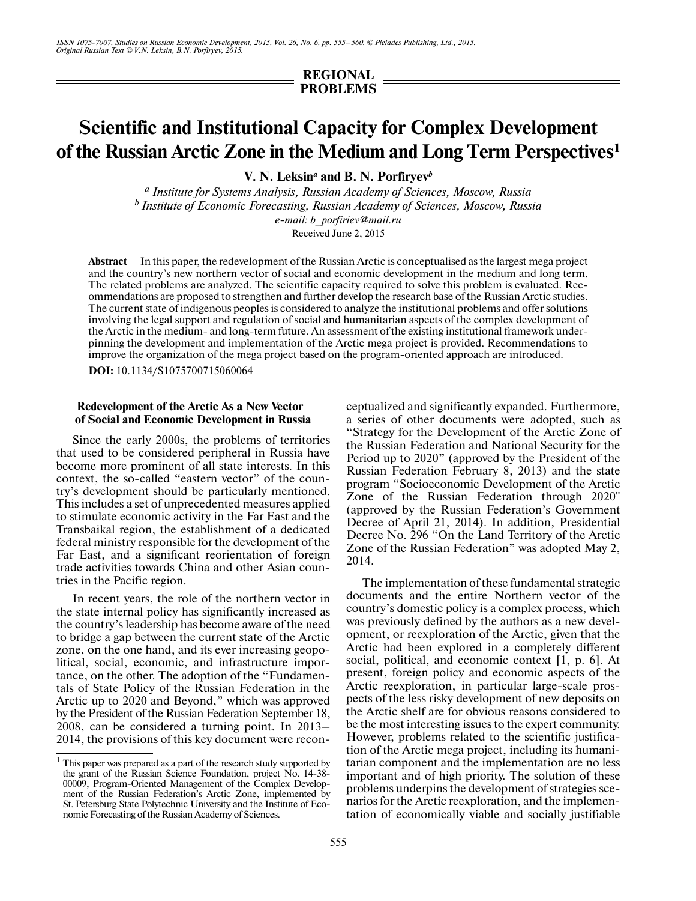REGIONAL PROBLEMS

# Scientific and Institutional Capacity for Complex Development of the Russian Arctic Zone in the Medium and Long Term Perspectives[1]

**V. N. Leksin[a] and B. N. Porfiryev[b]**

[a] *Institute for Systems Analysis, Russian Academy of Sciences, Moscow, Russia*
[b] *Institute of Economic Forecasting, Russian Academy of Sciences, Moscow, Russia*
*e-mail: b_porfiriev@mail.ru*

Received June 2, 2015

**Abstract**—In this paper, the redevelopment of the Russian Arctic is conceptualised as the largest mega project and the country's new northern vector of social and economic development in the medium and long term. The related problems are analyzed. The scientific capacity required to solve this problem is evaluated. Recommendations are proposed to strengthen and further develop the research base of the Russian Arctic studies. The current state of indigenous peoples is considered to analyze the institutional problems and offer solutions involving the legal support and regulation of social and humanitarian aspects of the complex development of the Arctic in the medium- and long-term future. An assessment of the existing institutional framework underpinning the development and implementation of the Arctic mega project is provided. Recommendations to improve the organization of the mega project based on the program-oriented approach are introduced.

**DOI:** 10.1134/S1075700715060064

## Redevelopment of the Arctic As a New Vector of Social and Economic Development in Russia

Since the early 2000s, the problems of territories that used to be considered peripheral in Russia have become more prominent of all state interests. In this context, the so-called "eastern vector" of the country's development should be particularly mentioned. This includes a set of unprecedented measures applied to stimulate economic activity in the Far East and the Transbaikal region, the establishment of a dedicated federal ministry responsible for the development of the Far East, and a significant reorientation of foreign trade activities towards China and other Asian countries in the Pacific region.

In recent years, the role of the northern vector in the state internal policy has significantly increased as the country's leadership has become aware of the need to bridge a gap between the current state of the Arctic zone, on the one hand, and its ever increasing geopolitical, social, economic, and infrastructure importance, on the other. The adoption of the "Fundamentals of State Policy of the Russian Federation in the Arctic up to 2020 and Beyond," which was approved by the President of the Russian Federation September 18, 2008, can be considered a turning point. In 2013–2014, the provisions of this key document were reconceptualized and significantly expanded. Furthermore, a series of other documents were adopted, such as "Strategy for the Development of the Arctic Zone of the Russian Federation and National Security for the Period up to 2020" (approved by the President of the Russian Federation February 8, 2013) and the state program "Socioeconomic Development of the Arctic Zone of the Russian Federation through 2020" (approved by the Russian Federation's Government Decree of April 21, 2014). In addition, Presidential Decree No. 296 "On the Land Territory of the Arctic Zone of the Russian Federation" was adopted May 2, 2014.

The implementation of these fundamental strategic documents and the entire Northern vector of the country's domestic policy is a complex process, which was previously defined by the authors as a new development, or reexploration of the Arctic, given that the Arctic had been explored in a completely different social, political, and economic context [1, p. 6]. At present, foreign policy and economic aspects of the Arctic reexploration, in particular large-scale prospects of the less risky development of new deposits on the Arctic shelf are for obvious reasons considered to be the most interesting issues to the expert community. However, problems related to the scientific justification of the Arctic mega project, including its humanitarian component and the implementation are no less important and of high priority. The solution of these problems underpins the development of strategies scenarios for the Arctic reexploration, and the implementation of economically viable and socially justifiable

---

[1] This paper was prepared as a part of the research study supported by the grant of the Russian Science Foundation, project No. 14-38-00009, Program-Oriented Management of the Complex Development of the Russian Federation's Arctic Zone, implemented by St. Petersburg State Polytechnic University and the Institute of Economic Forecasting of the Russian Academy of Sciences.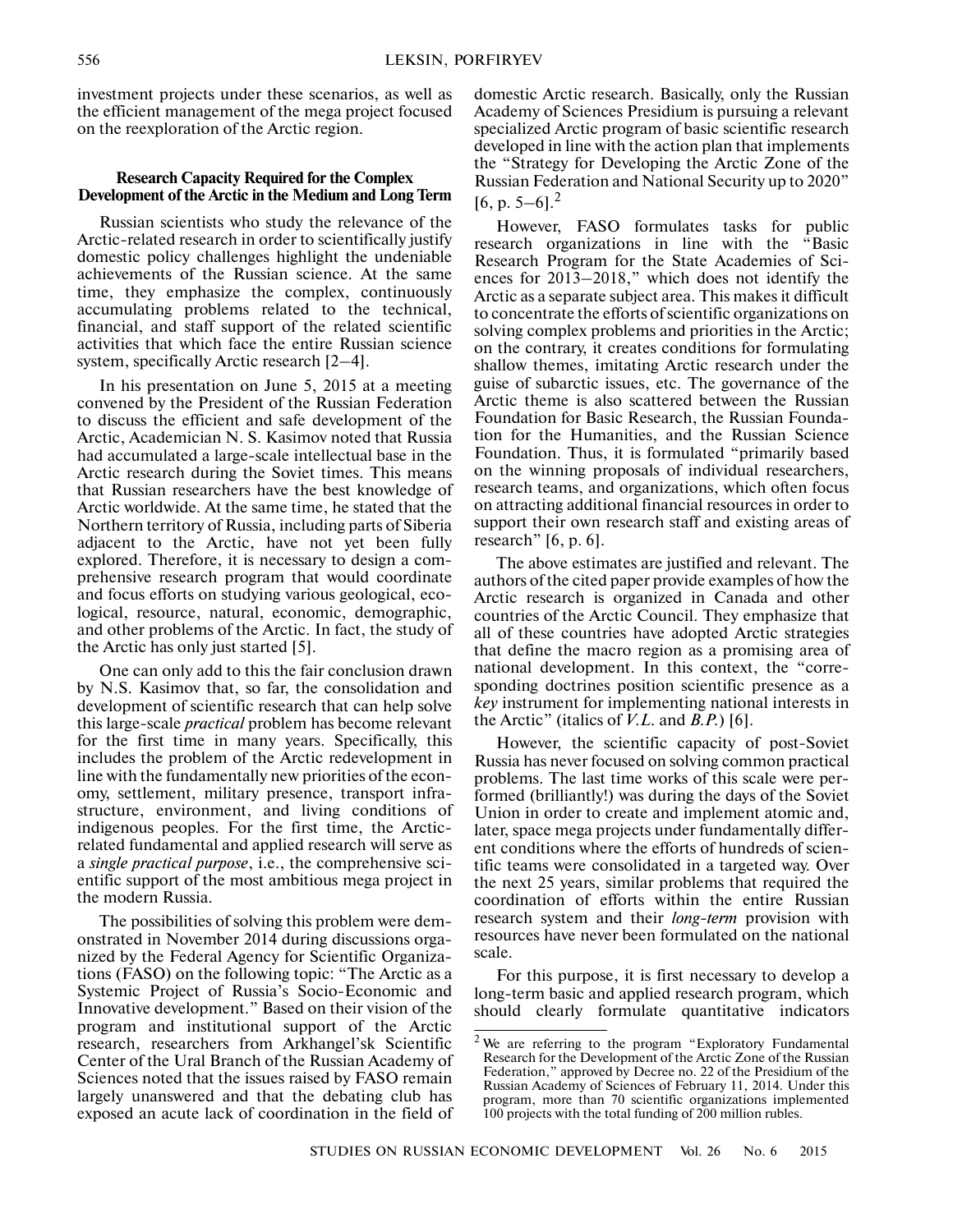investment projects under these scenarios, as well as the efficient management of the mega project focused on the reexploration of the Arctic region.

## Research Capacity Required for the Complex Development of the Arctic in the Medium and Long Term

Russian scientists who study the relevance of the Arctic-related research in order to scientifically justify domestic policy challenges highlight the undeniable achievements of the Russian science. At the same time, they emphasize the complex, continuously accumulating problems related to the technical, financial, and staff support of the related scientific activities that which face the entire Russian science system, specifically Arctic research [2–4].

In his presentation on June 5, 2015 at a meeting convened by the President of the Russian Federation to discuss the efficient and safe development of the Arctic, Academician N. S. Kasimov noted that Russia had accumulated a large-scale intellectual base in the Arctic research during the Soviet times. This means that Russian researchers have the best knowledge of Arctic worldwide. At the same time, he stated that the Northern territory of Russia, including parts of Siberia adjacent to the Arctic, have not yet been fully explored. Therefore, it is necessary to design a comprehensive research program that would coordinate and focus efforts on studying various geological, ecological, resource, natural, economic, demographic, and other problems of the Arctic. In fact, the study of the Arctic has only just started [5].

One can only add to this the fair conclusion drawn by N.S. Kasimov that, so far, the consolidation and development of scientific research that can help solve this large-scale *practical* problem has become relevant for the first time in many years. Specifically, this includes the problem of the Arctic redevelopment in line with the fundamentally new priorities of the economy, settlement, military presence, transport infrastructure, environment, and living conditions of indigenous peoples. For the first time, the Arctic-related fundamental and applied research will serve as a *single practical purpose*, i.e., the comprehensive scientific support of the most ambitious mega project in the modern Russia.

The possibilities of solving this problem were demonstrated in November 2014 during discussions organized by the Federal Agency for Scientific Organizations (FASO) on the following topic: "The Arctic as a Systemic Project of Russia's Socio-Economic and Innovative development." Based on their vision of the program and institutional support of the Arctic research, researchers from Arkhangel'sk Scientific Center of the Ural Branch of the Russian Academy of Sciences noted that the issues raised by FASO remain largely unanswered and that the debating club has exposed an acute lack of coordination in the field of domestic Arctic research. Basically, only the Russian Academy of Sciences Presidium is pursuing a relevant specialized Arctic program of basic scientific research developed in line with the action plan that implements the "Strategy for Developing the Arctic Zone of the Russian Federation and National Security up to 2020" [6, p. 5–6].[2]

However, FASO formulates tasks for public research organizations in line with the "Basic Research Program for the State Academies of Sciences for 2013–2018," which does not identify the Arctic as a separate subject area. This makes it difficult to concentrate the efforts of scientific organizations on solving complex problems and priorities in the Arctic; on the contrary, it creates conditions for formulating shallow themes, imitating Arctic research under the guise of subarctic issues, etc. The governance of the Arctic theme is also scattered between the Russian Foundation for Basic Research, the Russian Foundation for the Humanities, and the Russian Science Foundation. Thus, it is formulated "primarily based on the winning proposals of individual researchers, research teams, and organizations, which often focus on attracting additional financial resources in order to support their own research staff and existing areas of research" [6, p. 6].

The above estimates are justified and relevant. The authors of the cited paper provide examples of how the Arctic research is organized in Canada and other countries of the Arctic Council. They emphasize that all of these countries have adopted Arctic strategies that define the macro region as a promising area of national development. In this context, the "corresponding doctrines position scientific presence as a *key* instrument for implementing national interests in the Arctic" (italics of *V.L.* and *B.P.*) [6].

However, the scientific capacity of post-Soviet Russia has never focused on solving common practical problems. The last time works of this scale were performed (brilliantly!) was during the days of the Soviet Union in order to create and implement atomic and, later, space mega projects under fundamentally different conditions where the efforts of hundreds of scientific teams were consolidated in a targeted way. Over the next 25 years, similar problems that required the coordination of efforts within the entire Russian research system and their *long-term* provision with resources have never been formulated on the national scale.

For this purpose, it is first necessary to develop a long-term basic and applied research program, which should clearly formulate quantitative indicators

[2] We are referring to the program "Exploratory Fundamental Research for the Development of the Arctic Zone of the Russian Federation," approved by Decree no. 22 of the Presidium of the Russian Academy of Sciences of February 11, 2014. Under this program, more than 70 scientific organizations implemented 100 projects with the total funding of 200 million rubles.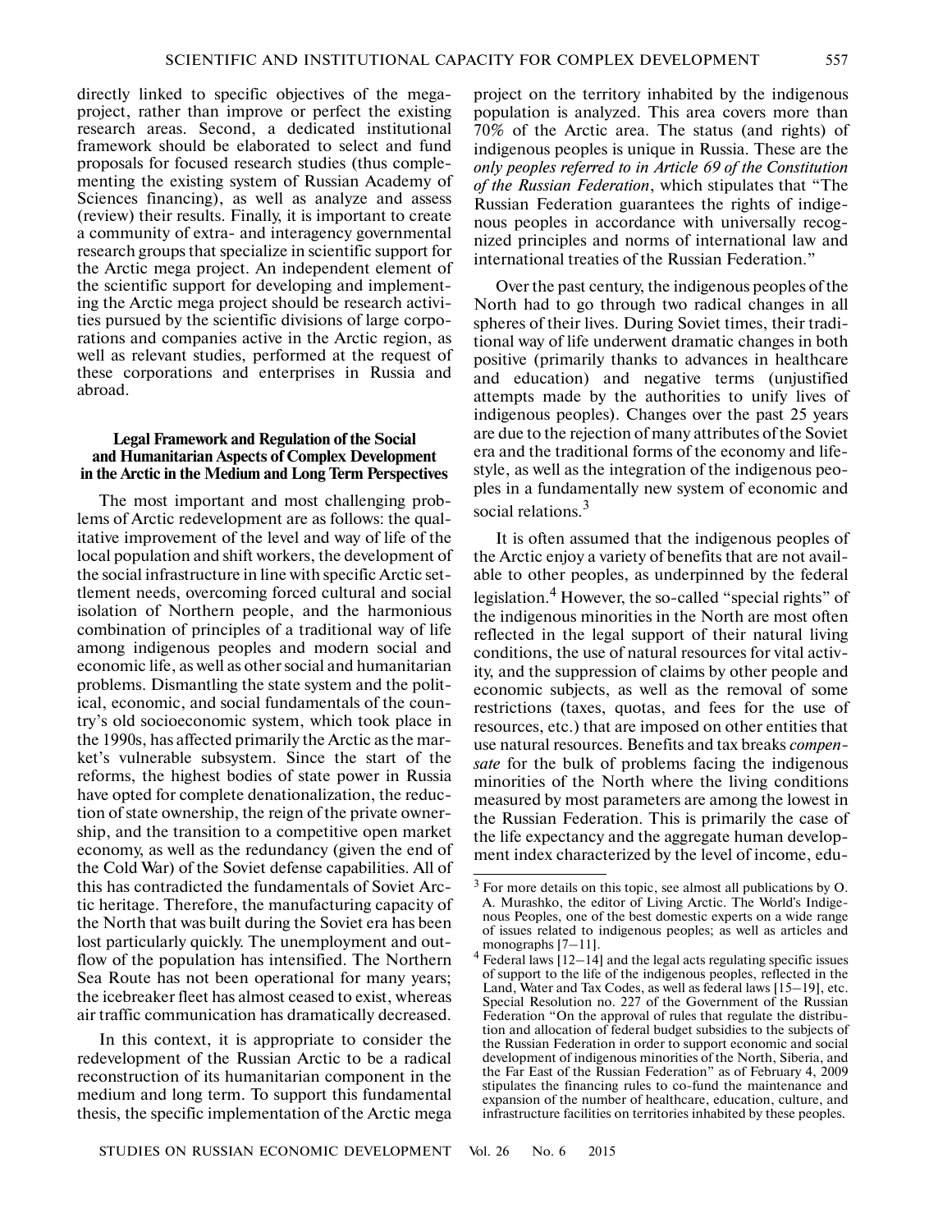directly linked to specific objectives of the mega-project, rather than improve or perfect the existing research areas. Second, a dedicated institutional framework should be elaborated to select and fund proposals for focused research studies (thus complementing the existing system of Russian Academy of Sciences financing), as well as analyze and assess (review) their results. Finally, it is important to create a community of extra- and interagency governmental research groups that specialize in scientific support for the Arctic mega project. An independent element of the scientific support for developing and implementing the Arctic mega project should be research activities pursued by the scientific divisions of large corporations and companies active in the Arctic region, as well as relevant studies, performed at the request of these corporations and enterprises in Russia and abroad.

### Legal Framework and Regulation of the Social and Humanitarian Aspects of Complex Development in the Arctic in the Medium and Long Term Perspectives

The most important and most challenging problems of Arctic redevelopment are as follows: the qualitative improvement of the level and way of life of the local population and shift workers, the development of the social infrastructure in line with specific Arctic settlement needs, overcoming forced cultural and social isolation of Northern people, and the harmonious combination of principles of a traditional way of life among indigenous peoples and modern social and economic life, as well as other social and humanitarian problems. Dismantling the state system and the political, economic, and social fundamentals of the country's old socioeconomic system, which took place in the 1990s, has affected primarily the Arctic as the market's vulnerable subsystem. Since the start of the reforms, the highest bodies of state power in Russia have opted for complete denationalization, the reduction of state ownership, the reign of the private ownership, and the transition to a competitive open market economy, as well as the redundancy (given the end of the Cold War) of the Soviet defense capabilities. All of this has contradicted the fundamentals of Soviet Arctic heritage. Therefore, the manufacturing capacity of the North that was built during the Soviet era has been lost particularly quickly. The unemployment and outflow of the population has intensified. The Northern Sea Route has not been operational for many years; the icebreaker fleet has almost ceased to exist, whereas air traffic communication has dramatically decreased.

In this context, it is appropriate to consider the redevelopment of the Russian Arctic to be a radical reconstruction of its humanitarian component in the medium and long term. To support this fundamental thesis, the specific implementation of the Arctic mega project on the territory inhabited by the indigenous population is analyzed. This area covers more than 70% of the Arctic area. The status (and rights) of indigenous peoples is unique in Russia. These are the *only peoples referred to in Article 69 of the Constitution of the Russian Federation*, which stipulates that "The Russian Federation guarantees the rights of indigenous peoples in accordance with universally recognized principles and norms of international law and international treaties of the Russian Federation."

Over the past century, the indigenous peoples of the North had to go through two radical changes in all spheres of their lives. During Soviet times, their traditional way of life underwent dramatic changes in both positive (primarily thanks to advances in healthcare and education) and negative terms (unjustified attempts made by the authorities to unify lives of indigenous peoples). Changes over the past 25 years are due to the rejection of many attributes of the Soviet era and the traditional forms of the economy and lifestyle, as well as the integration of the indigenous peoples in a fundamentally new system of economic and social relations.[3]

It is often assumed that the indigenous peoples of the Arctic enjoy a variety of benefits that are not available to other peoples, as underpinned by the federal legislation.[4] However, the so-called "special rights" of the indigenous minorities in the North are most often reflected in the legal support of their natural living conditions, the use of natural resources for vital activity, and the suppression of claims by other people and economic subjects, as well as the removal of some restrictions (taxes, quotas, and fees for the use of resources, etc.) that are imposed on other entities that use natural resources. Benefits and tax breaks *compensate* for the bulk of problems facing the indigenous minorities of the North where the living conditions measured by most parameters are among the lowest in the Russian Federation. This is primarily the case of the life expectancy and the aggregate human development index characterized by the level of income, edu-

---

[3] For more details on this topic, see almost all publications by O. A. Murashko, the editor of Living Arctic. The World's Indigenous Peoples, one of the best domestic experts on a wide range of issues related to indigenous peoples; as well as articles and monographs [7–11].

[4] Federal laws [12–14] and the legal acts regulating specific issues of support to the life of the indigenous peoples, reflected in the Land, Water and Tax Codes, as well as federal laws [15–19], etc. Special Resolution no. 227 of the Government of the Russian Federation "On the approval of rules that regulate the distribution and allocation of federal budget subsidies to the subjects of the Russian Federation in order to support economic and social development of indigenous minorities of the North, Siberia, and the Far East of the Russian Federation" as of February 4, 2009 stipulates the financing rules to co-fund the maintenance and expansion of the number of healthcare, education, culture, and infrastructure facilities on territories inhabited by these peoples.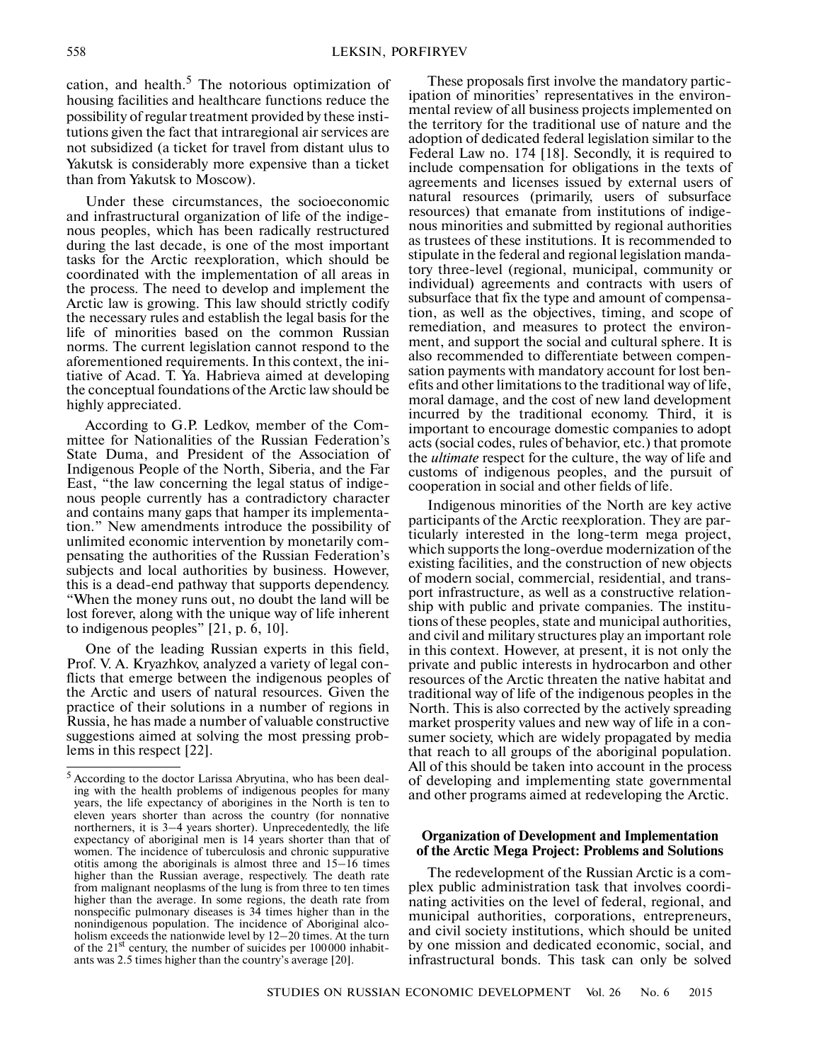cation, and health.[5] The notorious optimization of housing facilities and healthcare functions reduce the possibility of regular treatment provided by these institutions given the fact that intraregional air services are not subsidized (a ticket for travel from distant ulus to Yakutsk is considerably more expensive than a ticket than from Yakutsk to Moscow).

Under these circumstances, the socioeconomic and infrastructural organization of life of the indigenous peoples, which has been radically restructured during the last decade, is one of the most important tasks for the Arctic reexploration, which should be coordinated with the implementation of all areas in the process. The need to develop and implement the Arctic law is growing. This law should strictly codify the necessary rules and establish the legal basis for the life of minorities based on the common Russian norms. The current legislation cannot respond to the aforementioned requirements. In this context, the initiative of Acad. T. Ya. Habrieva aimed at developing the conceptual foundations of the Arctic law should be highly appreciated.

According to G.P. Ledkov, member of the Committee for Nationalities of the Russian Federation's State Duma, and President of the Association of Indigenous People of the North, Siberia, and the Far East, "the law concerning the legal status of indigenous people currently has a contradictory character and contains many gaps that hamper its implementation." New amendments introduce the possibility of unlimited economic intervention by monetarily compensating the authorities of the Russian Federation's subjects and local authorities by business. However, this is a dead-end pathway that supports dependency. "When the money runs out, no doubt the land will be lost forever, along with the unique way of life inherent to indigenous peoples" [21, p. 6, 10].

One of the leading Russian experts in this field, Prof. V. A. Kryazhkov, analyzed a variety of legal conflicts that emerge between the indigenous peoples of the Arctic and users of natural resources. Given the practice of their solutions in a number of regions in Russia, he has made a number of valuable constructive suggestions aimed at solving the most pressing problems in this respect [22].

These proposals first involve the mandatory participation of minorities' representatives in the environmental review of all business projects implemented on the territory for the traditional use of nature and the adoption of dedicated federal legislation similar to the Federal Law no. 174 [18]. Secondly, it is required to include compensation for obligations in the texts of agreements and licenses issued by external users of natural resources (primarily, users of subsurface resources) that emanate from institutions of indigenous minorities and submitted by regional authorities as trustees of these institutions. It is recommended to stipulate in the federal and regional legislation mandatory three-level (regional, municipal, community or individual) agreements and contracts with users of subsurface that fix the type and amount of compensation, as well as the objectives, timing, and scope of remediation, and measures to protect the environment, and support the social and cultural sphere. It is also recommended to differentiate between compensation payments with mandatory account for lost benefits and other limitations to the traditional way of life, moral damage, and the cost of new land development incurred by the traditional economy. Third, it is important to encourage domestic companies to adopt acts (social codes, rules of behavior, etc.) that promote the *ultimate* respect for the culture, the way of life and customs of indigenous peoples, and the pursuit of cooperation in social and other fields of life.

Indigenous minorities of the North are key active participants of the Arctic reexploration. They are particularly interested in the long-term mega project, which supports the long-overdue modernization of the existing facilities, and the construction of new objects of modern social, commercial, residential, and transport infrastructure, as well as a constructive relationship with public and private companies. The institutions of these peoples, state and municipal authorities, and civil and military structures play an important role in this context. However, at present, it is not only the private and public interests in hydrocarbon and other resources of the Arctic threaten the native habitat and traditional way of life of the indigenous peoples in the North. This is also corrected by the actively spreading market prosperity values and new way of life in a consumer society, which are widely propagated by media that reach to all groups of the aboriginal population. All of this should be taken into account in the process of developing and implementing state governmental and other programs aimed at redeveloping the Arctic.

### Organization of Development and Implementation of the Arctic Mega Project: Problems and Solutions

The redevelopment of the Russian Arctic is a complex public administration task that involves coordinating activities on the level of federal, regional, and municipal authorities, corporations, entrepreneurs, and civil society institutions, which should be united by one mission and dedicated economic, social, and infrastructural bonds. This task can only be solved

---

[5] According to the doctor Larissa Abryutina, who has been dealing with the health problems of indigenous peoples for many years, the life expectancy of aborigines in the North is ten to eleven years shorter than across the country (for nonnative northerners, it is 3–4 years shorter). Unprecedentedly, the life expectancy of aboriginal men is 14 years shorter than that of women. The incidence of tuberculosis and chronic suppurative otitis among the aboriginals is almost three and 15–16 times higher than the Russian average, respectively. The death rate from malignant neoplasms of the lung is from three to ten times higher than the average. In some regions, the death rate from nonspecific pulmonary diseases is 34 times higher than in the nonindigenous population. The incidence of Aboriginal alcoholism exceeds the nationwide level by 12–20 times. At the turn of the 21st century, the number of suicides per 100000 inhabitants was 2.5 times higher than the country's average [20].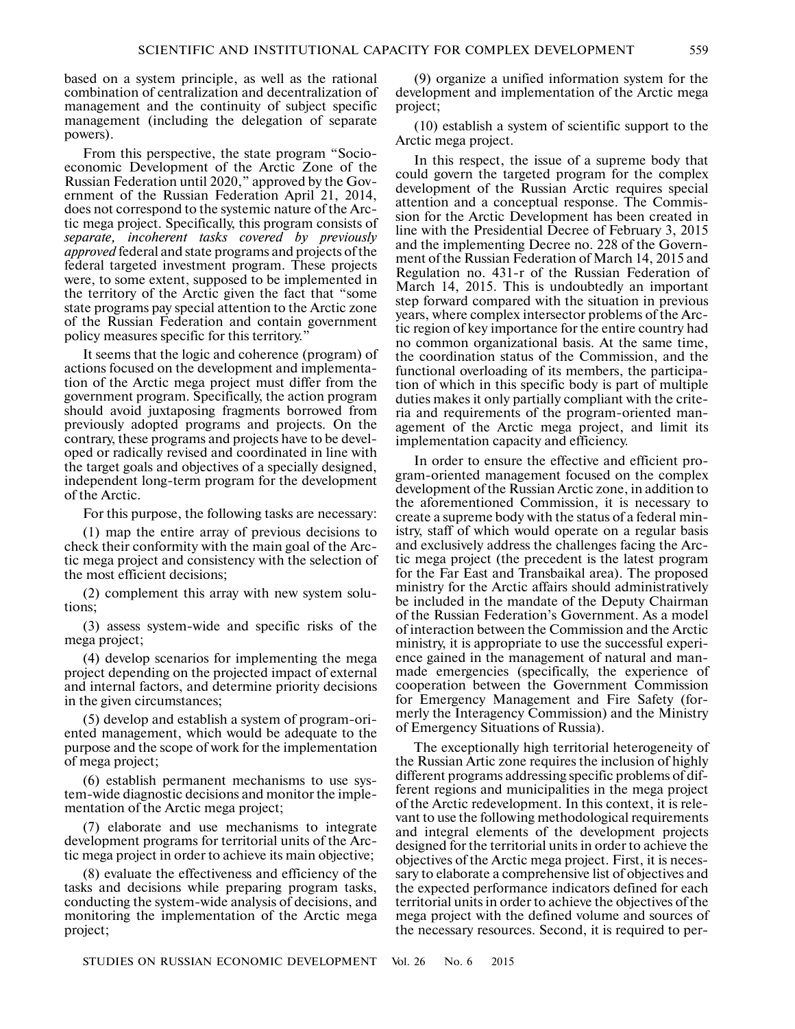based on a system principle, as well as the rational combination of centralization and decentralization of management and the continuity of subject specific management (including the delegation of separate powers).

From this perspective, the state program "Socio-economic Development of the Arctic Zone of the Russian Federation until 2020," approved by the Government of the Russian Federation April 21, 2014, does not correspond to the systemic nature of the Arctic mega project. Specifically, this program consists of *separate, incoherent tasks covered by previously approved* federal and state programs and projects of the federal targeted investment program. These projects were, to some extent, supposed to be implemented in the territory of the Arctic given the fact that "some state programs pay special attention to the Arctic zone of the Russian Federation and contain government policy measures specific for this territory."

It seems that the logic and coherence (program) of actions focused on the development and implementation of the Arctic mega project must differ from the government program. Specifically, the action program should avoid juxtaposing fragments borrowed from previously adopted programs and projects. On the contrary, these programs and projects have to be developed or radically revised and coordinated in line with the target goals and objectives of a specially designed, independent long-term program for the development of the Arctic.

For this purpose, the following tasks are necessary:

(1) map the entire array of previous decisions to check their conformity with the main goal of the Arctic mega project and consistency with the selection of the most efficient decisions;

(2) complement this array with new system solutions;

(3) assess system-wide and specific risks of the mega project;

(4) develop scenarios for implementing the mega project depending on the projected impact of external and internal factors, and determine priority decisions in the given circumstances;

(5) develop and establish a system of program-oriented management, which would be adequate to the purpose and the scope of work for the implementation of mega project;

(6) establish permanent mechanisms to use system-wide diagnostic decisions and monitor the implementation of the Arctic mega project;

(7) elaborate and use mechanisms to integrate development programs for territorial units of the Arctic mega project in order to achieve its main objective;

(8) evaluate the effectiveness and efficiency of the tasks and decisions while preparing program tasks, conducting the system-wide analysis of decisions, and monitoring the implementation of the Arctic mega project;

(9) organize a unified information system for the development and implementation of the Arctic mega project;

(10) establish a system of scientific support to the Arctic mega project.

In this respect, the issue of a supreme body that could govern the targeted program for the complex development of the Russian Arctic requires special attention and a conceptual response. The Commission for the Arctic Development has been created in line with the Presidential Decree of February 3, 2015 and the implementing Decree no. 228 of the Government of the Russian Federation of March 14, 2015 and Regulation no. 431-r of the Russian Federation of March 14, 2015. This is undoubtedly an important step forward compared with the situation in previous years, where complex intersector problems of the Arctic region of key importance for the entire country had no common organizational basis. At the same time, the coordination status of the Commission, and the functional overloading of its members, the participation of which in this specific body is part of multiple duties makes it only partially compliant with the criteria and requirements of the program-oriented management of the Arctic mega project, and limit its implementation capacity and efficiency.

In order to ensure the effective and efficient program-oriented management focused on the complex development of the Russian Arctic zone, in addition to the aforementioned Commission, it is necessary to create a supreme body with the status of a federal ministry, staff of which would operate on a regular basis and exclusively address the challenges facing the Arctic mega project (the precedent is the latest program for the Far East and Transbaikal area). The proposed ministry for the Arctic affairs should administratively be included in the mandate of the Deputy Chairman of the Russian Federation's Government. As a model of interaction between the Commission and the Arctic ministry, it is appropriate to use the successful experience gained in the management of natural and man-made emergencies (specifically, the experience of cooperation between the Government Commission for Emergency Management and Fire Safety (formerly the Interagency Commission) and the Ministry of Emergency Situations of Russia).

The exceptionally high territorial heterogeneity of the Russian Artic zone requires the inclusion of highly different programs addressing specific problems of different regions and municipalities in the mega project of the Arctic redevelopment. In this context, it is relevant to use the following methodological requirements and integral elements of the development projects designed for the territorial units in order to achieve the objectives of the Arctic mega project. First, it is necessary to elaborate a comprehensive list of objectives and the expected performance indicators defined for each territorial units in order to achieve the objectives of the mega project with the defined volume and sources of the necessary resources. Second, it is required to per-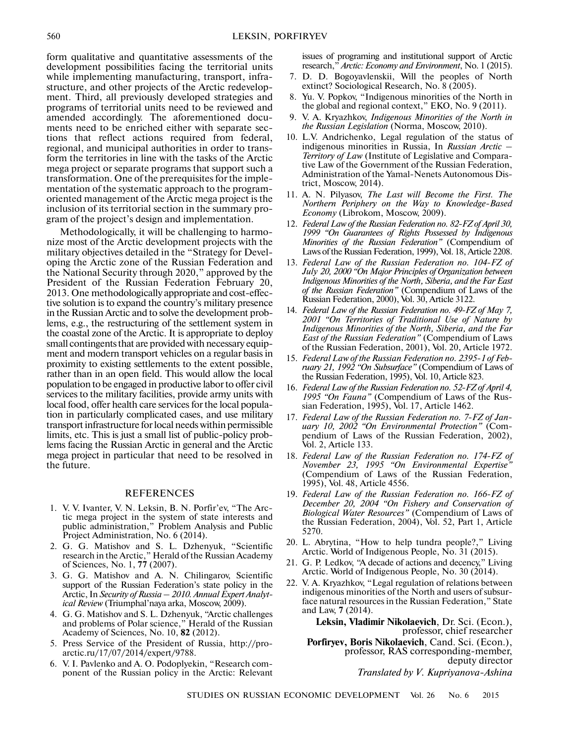form qualitative and quantitative assessments of the development possibilities facing the territorial units while implementing manufacturing, transport, infrastructure, and other projects of the Arctic redevelopment. Third, all previously developed strategies and programs of territorial units need to be reviewed and amended accordingly. The aforementioned documents need to be enriched either with separate sections that reflect actions required from federal, regional, and municipal authorities in order to transform the territories in line with the tasks of the Arctic mega project or separate programs that support such a transformation. One of the prerequisites for the implementation of the systematic approach to the program-oriented management of the Arctic mega project is the inclusion of its territorial section in the summary program of the project's design and implementation.

Methodologically, it will be challenging to harmonize most of the Arctic development projects with the military objectives detailed in the "Strategy for Developing the Arctic zone of the Russian Federation and the National Security through 2020," approved by the President of the Russian Federation February 20, 2013. One methodologically appropriate and cost-effective solution is to expand the country's military presence in the Russian Arctic and to solve the development problems, e.g., the restructuring of the settlement system in the coastal zone of the Arctic. It is appropriate to deploy small contingents that are provided with necessary equipment and modern transport vehicles on a regular basis in proximity to existing settlements to the extent possible, rather than in an open field. This would allow the local population to be engaged in productive labor to offer civil services to the military facilities, provide army units with local food, offer health care services for the local population in particularly complicated cases, and use military transport infrastructure for local needs within permissible limits, etc. This is just a small list of public-policy problems facing the Russian Arctic in general and the Arctic mega project in particular that need to be resolved in the future.

## REFERENCES

1. V. V. Ivanter, V. N. Leksin, B. N. Porfir'ev, "The Arctic mega project in the system of state interests and public administration," Problem Analysis and Public Project Administration, No. 6 (2014).
2. G. G. Matishov and S. L. Dzhenyuk, "Scientific research in the Arctic," Herald of the Russian Academy of Sciences, No. 1, **77** (2007).
3. G. G. Matishov and A. N. Chilingarov, Scientific support of the Russian Federation's state policy in the Arctic, In *Security of Russia – 2010. Annual Expert Analytical Review* (Triumphal'naya arka, Moscow, 2009).
4. G. G. Matishov and S. L. Dzhenyuk, "Arctic challenges and problems of Polar science," Herald of the Russian Academy of Sciences, No. 10, **82** (2012).
5. Press Service of the President of Russia, http://pro-arctic.ru/17/07/2014/expert/9788.
6. V. I. Pavlenko and A. O. Podoplyekin, "Research component of the Russian policy in the Arctic: Relevant issues of programing and institutional support of Arctic research," *Arctic: Economy and Environment*, No. 1 (2015).
7. D. D. Bogoyavlenskii, Will the peoples of North extinct? Sociological Research, No. 8 (2005).
8. Yu. V. Popkov, "Indigenous minorities of the North in the global and regional context," EKO, No. 9 (2011).
9. V. A. Kryazhkov, *Indigenous Minorities of the North in the Russian Legislation* (Norma, Moscow, 2010).
10. L.V. Andrichenko, Legal regulation of the status of indigenous minorities in Russia, In *Russian Arctic – Territory of Law* (Institute of Legislative and Comparative Law of the Government of the Russian Federation, Administration of the Yamal-Nenets Autonomous District, Moscow, 2014).
11. A. N. Pilyasov, *The Last will Become the First. The Northern Periphery on the Way to Knowledge-Based Economy* (Librokom, Moscow, 2009).
12. *Federal Law of the Russian Federation no. 82-FZ of April 30, 1999 "On Guarantees of Rights Possessed by Indigenous Minorities of the Russian Federation"* (Compendium of Laws of the Russian Federation, 1999), Vol. 18, Article 2208.
13. *Federal Law of the Russian Federation no. 104-FZ of July 20, 2000 "On Major Principles of Organization between Indigenous Minorities of the North, Siberia, and the Far East of the Russian Federation"* (Compendium of Laws of the Russian Federation, 2000), Vol. 30, Article 3122.
14. *Federal Law of the Russian Federation no. 49-FZ of May 7, 2001 "On Territories of Traditional Use of Nature by Indigenous Minorities of the North, Siberia, and the Far East of the Russian Federation"* (Compendium of Laws of the Russian Federation, 2001), Vol. 20, Article 1972.
15. *Federal Law of the Russian Federation no. 2395-1 of February 21, 1992 "On Subsurface"* (Compendium of Laws of the Russian Federation, 1995), Vol. 10, Article 823.
16. *Federal Law of the Russian Federation no. 52-FZ of April 4, 1995 "On Fauna"* (Compendium of Laws of the Russian Federation, 1995), Vol. 17, Article 1462.
17. *Federal Law of the Russian Federation no. 7-FZ of January 10, 2002 "On Environmental Protection"* (Compendium of Laws of the Russian Federation, 2002), Vol. 2, Article 133.
18. *Federal Law of the Russian Federation no. 174-FZ of November 23, 1995 "On Environmental Expertise"* (Compendium of Laws of the Russian Federation, 1995), Vol. 48, Article 4556.
19. *Federal Law of the Russian Federation no. 166-FZ of December 20, 2004 "On Fishery and Conservation of Biological Water Resources"* (Compendium of Laws of the Russian Federation, 2004), Vol. 52, Part 1, Article 5270.
20. L. Abrytina, "How to help tundra people?," Living Arctic. World of Indigenous People, No. 31 (2015).
21. G. P. Ledkov, "A decade of actions and decency," Living Arctic. World of Indigenous People, No. 30 (2014).
22. V. A. Kryazhkov, "Legal regulation of relations between indigenous minorities of the North and users of subsurface natural resources in the Russian Federation," State and Law, **7** (2014).

**Leksin, Vladimir Nikolaevich**, Dr. Sci. (Econ.), professor, chief researcher

**Porfiryev, Boris Nikolaevich**, Cand. Sci. (Econ.), professor, RAS corresponding-member, deputy director

*Translated by V. Kupriyanova-Ashina*